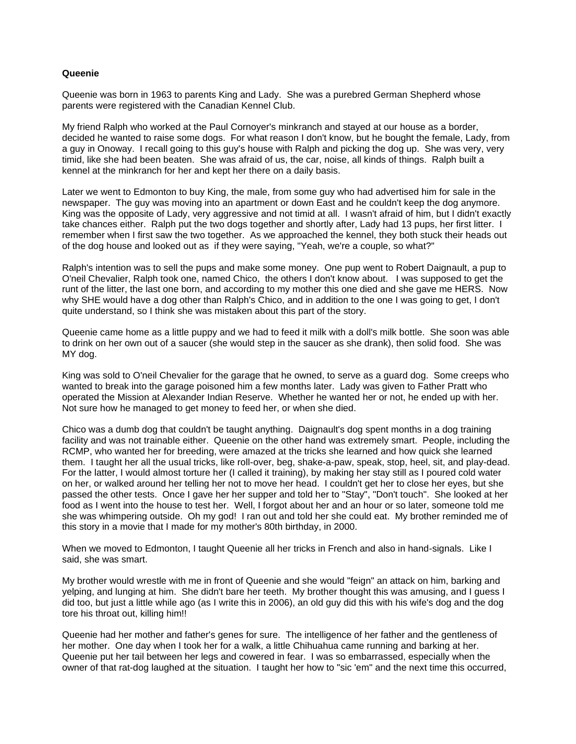**Queenie**

Queenie was born in 1963 to parents King and Lady. She was a purebred German Shepherd whose parents were registered with the Canadian Kennel Club.

My friend Ralph who worked at the Paul Cornoyer's minkranch and stayed at our house as a border, decided he wanted to raise some dogs. For what reason I don't know, but he bought the female, Lady, from a guy in Onoway. I recall going to this guy's house with Ralph and picking the dog up. She was very, very timid, like she had been beaten. She was afraid of us, the car, noise, all kinds of things. Ralph built a kennel at the minkranch for her and kept her there on a daily basis.

Later we went to Edmonton to buy King, the male, from some guy who had advertised him for sale in the newspaper. The guy was moving into an apartment or down East and he couldn't keep the dog anymore. King was the opposite of Lady, very aggressive and not timid at all. I wasn't afraid of him, but I didn't exactly take chances either. Ralph put the two dogs together and shortly after, Lady had 13 pups, her first litter. I remember when I first saw the two together. As we approached the kennel, they both stuck their heads out of the dog house and looked out as if they were saying, "Yeah, we're a couple, so what?"

Ralph's intention was to sell the pups and make some money. One pup went to Robert Daignault, a pup to O'neil Chevalier, Ralph took one, named Chico, the others I don't know about. I was supposed to get the runt of the litter, the last one born, and according to my mother this one died and she gave me HERS. Now why SHE would have a dog other than Ralph's Chico, and in addition to the one I was going to get, I don't quite understand, so I think she was mistaken about this part of the story.

Queenie came home as a little puppy and we had to feed it milk with a doll's milk bottle. She soon was able to drink on her own out of a saucer (she would step in the saucer as she drank), then solid food. She was MY dog.

King was sold to O'neil Chevalier for the garage that he owned, to serve as a guard dog. Some creeps who wanted to break into the garage poisoned him a few months later. Lady was given to Father Pratt who operated the Mission at Alexander Indian Reserve. Whether he wanted her or not, he ended up with her. Not sure how he managed to get money to feed her, or when she died.

Chico was a dumb dog that couldn't be taught anything. Daignault's dog spent months in a dog training facility and was not trainable either. Queenie on the other hand was extremely smart. People, including the RCMP, who wanted her for breeding, were amazed at the tricks she learned and how quick she learned them. I taught her all the usual tricks, like roll-over, beg, shake-a-paw, speak, stop, heel, sit, and play-dead. For the latter, I would almost torture her (I called it training), by making her stay still as I poured cold water on her, or walked around her telling her not to move her head. I couldn't get her to close her eyes, but she passed the other tests. Once I gave her her supper and told her to "Stay", "Don't touch". She looked at her food as I went into the house to test her. Well, I forgot about her and an hour or so later, someone told me she was whimpering outside. Oh my god! I ran out and told her she could eat. My brother reminded me of this story in a movie that I made for my mother's 80th birthday, in 2000.

When we moved to Edmonton, I taught Queenie all her tricks in French and also in hand-signals. Like I said, she was smart.

My brother would wrestle with me in front of Queenie and she would "feign" an attack on him, barking and yelping, and lunging at him. She didn't bare her teeth. My brother thought this was amusing, and I guess I did too, but just a little while ago (as I write this in 2006), an old guy did this with his wife's dog and the dog tore his throat out, killing him!!

Queenie had her mother and father's genes for sure. The intelligence of her father and the gentleness of her mother. One day when I took her for a walk, a little Chihuahua came running and barking at her. Queenie put her tail between her legs and cowered in fear. I was so embarrassed, especially when the owner of that rat-dog laughed at the situation. I taught her how to "sic 'em" and the next time this occurred,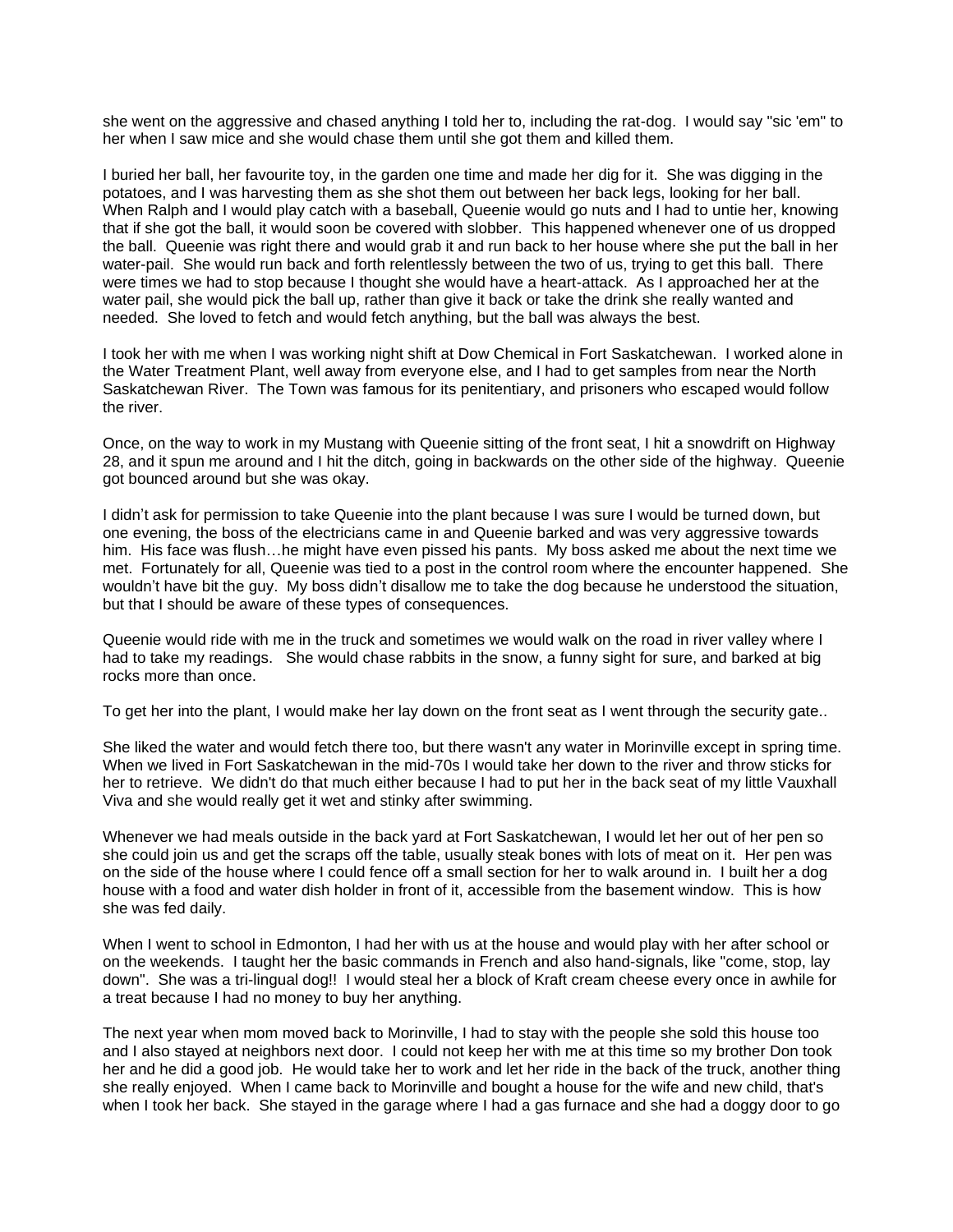she went on the aggressive and chased anything I told her to, including the rat-dog. I would say "sic 'em" to her when I saw mice and she would chase them until she got them and killed them.

I buried her ball, her favourite toy, in the garden one time and made her dig for it. She was digging in the potatoes, and I was harvesting them as she shot them out between her back legs, looking for her ball. When Ralph and I would play catch with a baseball, Queenie would go nuts and I had to untie her, knowing that if she got the ball, it would soon be covered with slobber. This happened whenever one of us dropped the ball. Queenie was right there and would grab it and run back to her house where she put the ball in her water-pail. She would run back and forth relentlessly between the two of us, trying to get this ball. There were times we had to stop because I thought she would have a heart-attack. As I approached her at the water pail, she would pick the ball up, rather than give it back or take the drink she really wanted and needed. She loved to fetch and would fetch anything, but the ball was always the best.

I took her with me when I was working night shift at Dow Chemical in Fort Saskatchewan. I worked alone in the Water Treatment Plant, well away from everyone else, and I had to get samples from near the North Saskatchewan River. The Town was famous for its penitentiary, and prisoners who escaped would follow the river.

Once, on the way to work in my Mustang with Queenie sitting of the front seat, I hit a snowdrift on Highway 28, and it spun me around and I hit the ditch, going in backwards on the other side of the highway. Queenie got bounced around but she was okay.

I didn't ask for permission to take Queenie into the plant because I was sure I would be turned down, but one evening, the boss of the electricians came in and Queenie barked and was very aggressive towards him. His face was flush…he might have even pissed his pants. My boss asked me about the next time we met. Fortunately for all, Queenie was tied to a post in the control room where the encounter happened. She wouldn't have bit the guy. My boss didn't disallow me to take the dog because he understood the situation, but that I should be aware of these types of consequences.

Queenie would ride with me in the truck and sometimes we would walk on the road in river valley where I had to take my readings. She would chase rabbits in the snow, a funny sight for sure, and barked at big rocks more than once.

To get her into the plant, I would make her lay down on the front seat as I went through the security gate..

She liked the water and would fetch there too, but there wasn't any water in Morinville except in spring time. When we lived in Fort Saskatchewan in the mid-70s I would take her down to the river and throw sticks for her to retrieve. We didn't do that much either because I had to put her in the back seat of my little Vauxhall Viva and she would really get it wet and stinky after swimming.

Whenever we had meals outside in the back yard at Fort Saskatchewan, I would let her out of her pen so she could join us and get the scraps off the table, usually steak bones with lots of meat on it. Her pen was on the side of the house where I could fence off a small section for her to walk around in. I built her a dog house with a food and water dish holder in front of it, accessible from the basement window. This is how she was fed daily.

When I went to school in Edmonton, I had her with us at the house and would play with her after school or on the weekends. I taught her the basic commands in French and also hand-signals, like "come, stop, lay down". She was a tri-lingual dog!! I would steal her a block of Kraft cream cheese every once in awhile for a treat because I had no money to buy her anything.

The next year when mom moved back to Morinville, I had to stay with the people she sold this house too and I also stayed at neighbors next door. I could not keep her with me at this time so my brother Don took her and he did a good job. He would take her to work and let her ride in the back of the truck, another thing she really enjoyed. When I came back to Morinville and bought a house for the wife and new child, that's when I took her back. She stayed in the garage where I had a gas furnace and she had a doggy door to go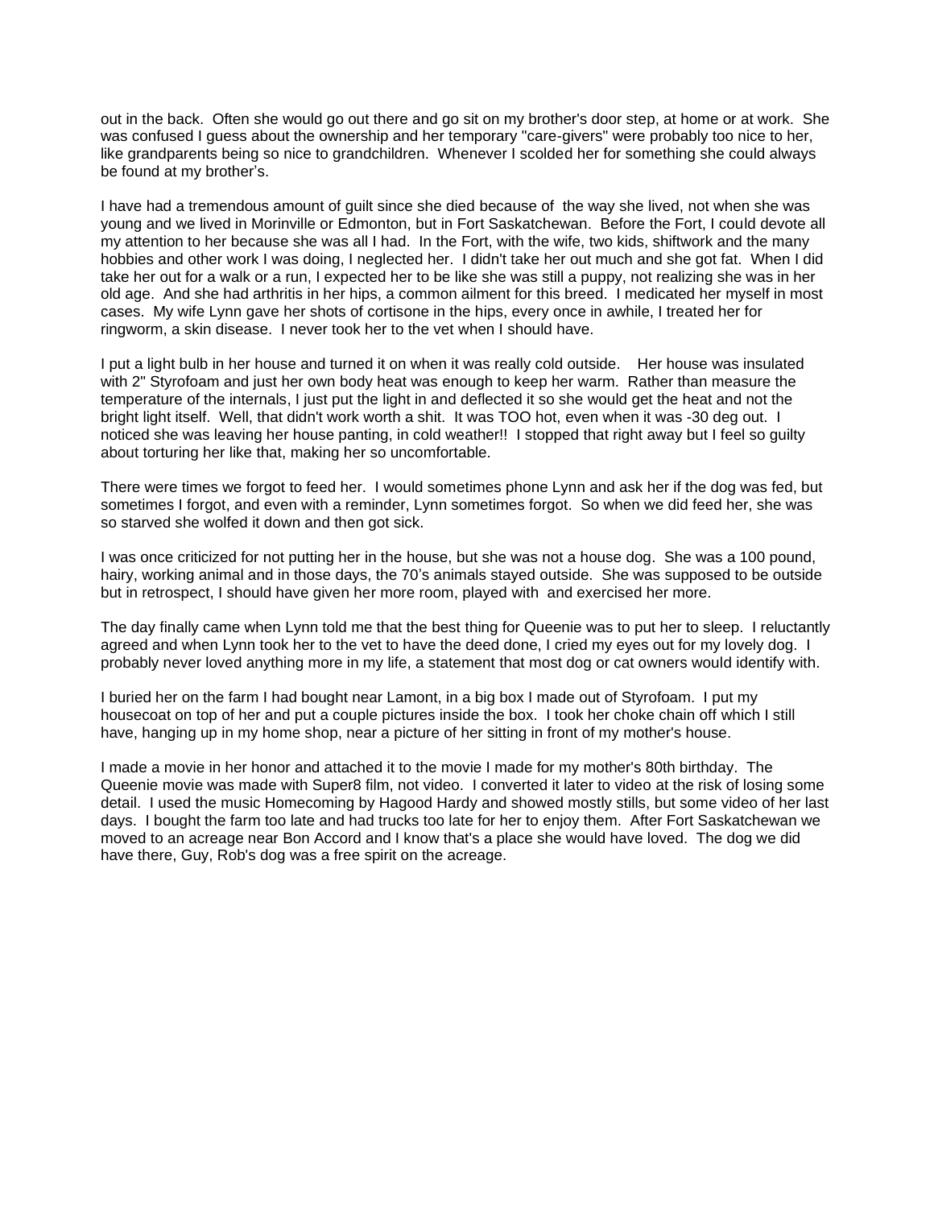out in the back. Often she would go out there and go sit on my brother's door step, at home or at work. She was confused I guess about the ownership and her temporary "care-givers" were probably too nice to her, like grandparents being so nice to grandchildren. Whenever I scolded her for something she could always be found at my brother's.

I have had a tremendous amount of guilt since she died because of the way she lived, not when she was young and we lived in Morinville or Edmonton, but in Fort Saskatchewan. Before the Fort, I could devote all my attention to her because she was all I had. In the Fort, with the wife, two kids, shiftwork and the many hobbies and other work I was doing, I neglected her. I didn't take her out much and she got fat. When I did take her out for a walk or a run, I expected her to be like she was still a puppy, not realizing she was in her old age. And she had arthritis in her hips, a common ailment for this breed. I medicated her myself in most cases. My wife Lynn gave her shots of cortisone in the hips, every once in awhile, I treated her for ringworm, a skin disease. I never took her to the vet when I should have.

I put a light bulb in her house and turned it on when it was really cold outside. Her house was insulated with 2" Styrofoam and just her own body heat was enough to keep her warm. Rather than measure the temperature of the internals, I just put the light in and deflected it so she would get the heat and not the bright light itself. Well, that didn't work worth a shit. It was TOO hot, even when it was -30 deg out. I noticed she was leaving her house panting, in cold weather!! I stopped that right away but I feel so guilty about torturing her like that, making her so uncomfortable.

There were times we forgot to feed her. I would sometimes phone Lynn and ask her if the dog was fed, but sometimes I forgot, and even with a reminder, Lynn sometimes forgot. So when we did feed her, she was so starved she wolfed it down and then got sick.

I was once criticized for not putting her in the house, but she was not a house dog. She was a 100 pound, hairy, working animal and in those days, the 70's animals stayed outside. She was supposed to be outside but in retrospect, I should have given her more room, played with and exercised her more.

The day finally came when Lynn told me that the best thing for Queenie was to put her to sleep. I reluctantly agreed and when Lynn took her to the vet to have the deed done, I cried my eyes out for my lovely dog. I probably never loved anything more in my life, a statement that most dog or cat owners would identify with.

I buried her on the farm I had bought near Lamont, in a big box I made out of Styrofoam. I put my housecoat on top of her and put a couple pictures inside the box. I took her choke chain off which I still have, hanging up in my home shop, near a picture of her sitting in front of my mother's house.

I made a movie in her honor and attached it to the movie I made for my mother's 80th birthday. The Queenie movie was made with Super8 film, not video. I converted it later to video at the risk of losing some detail. I used the music Homecoming by Hagood Hardy and showed mostly stills, but some video of her last days. I bought the farm too late and had trucks too late for her to enjoy them. After Fort Saskatchewan we moved to an acreage near Bon Accord and I know that's a place she would have loved. The dog we did have there, Guy, Rob's dog was a free spirit on the acreage.